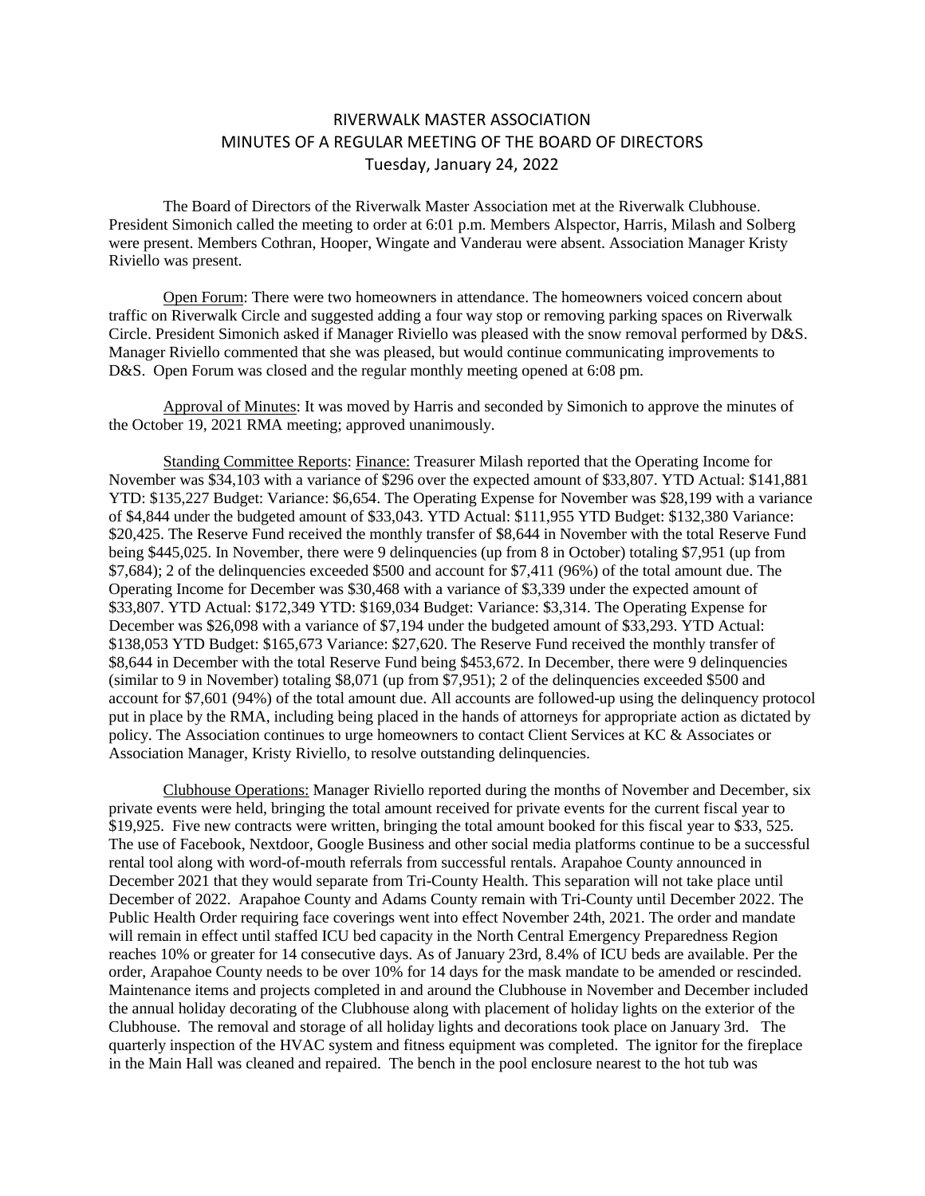# RIVERWALK MASTER ASSOCIATION
## MINUTES OF A REGULAR MEETING OF THE BOARD OF DIRECTORS
### Tuesday, January 24, 2022

The Board of Directors of the Riverwalk Master Association met at the Riverwalk Clubhouse. President Simonich called the meeting to order at 6:01 p.m. Members Alspector, Harris, Milash and Solberg were present. Members Cothran, Hooper, Wingate and Vanderau were absent. Association Manager Kristy Riviello was present.

Open Forum: There were two homeowners in attendance. The homeowners voiced concern about traffic on Riverwalk Circle and suggested adding a four way stop or removing parking spaces on Riverwalk Circle. President Simonich asked if Manager Riviello was pleased with the snow removal performed by D&S. Manager Riviello commented that she was pleased, but would continue communicating improvements to D&S. Open Forum was closed and the regular monthly meeting opened at 6:08 pm.

Approval of Minutes: It was moved by Harris and seconded by Simonich to approve the minutes of the October 19, 2021 RMA meeting; approved unanimously.

Standing Committee Reports: Finance: Treasurer Milash reported that the Operating Income for November was $34,103 with a variance of $296 over the expected amount of $33,807. YTD Actual: $141,881 YTD: $135,227 Budget: Variance: $6,654. The Operating Expense for November was $28,199 with a variance of $4,844 under the budgeted amount of $33,043. YTD Actual: $111,955 YTD Budget: $132,380 Variance: $20,425. The Reserve Fund received the monthly transfer of $8,644 in November with the total Reserve Fund being $445,025. In November, there were 9 delinquencies (up from 8 in October) totaling $7,951 (up from $7,684); 2 of the delinquencies exceeded $500 and account for $7,411 (96%) of the total amount due. The Operating Income for December was $30,468 with a variance of $3,339 under the expected amount of $33,807. YTD Actual: $172,349 YTD: $169,034 Budget: Variance: $3,314. The Operating Expense for December was $26,098 with a variance of $7,194 under the budgeted amount of $33,293. YTD Actual: $138,053 YTD Budget: $165,673 Variance: $27,620. The Reserve Fund received the monthly transfer of $8,644 in December with the total Reserve Fund being $453,672. In December, there were 9 delinquencies (similar to 9 in November) totaling $8,071 (up from $7,951); 2 of the delinquencies exceeded $500 and account for $7,601 (94%) of the total amount due. All accounts are followed-up using the delinquency protocol put in place by the RMA, including being placed in the hands of attorneys for appropriate action as dictated by policy. The Association continues to urge homeowners to contact Client Services at KC & Associates or Association Manager, Kristy Riviello, to resolve outstanding delinquencies.

Clubhouse Operations: Manager Riviello reported during the months of November and December, six private events were held, bringing the total amount received for private events for the current fiscal year to $19,925. Five new contracts were written, bringing the total amount booked for this fiscal year to $33, 525. The use of Facebook, Nextdoor, Google Business and other social media platforms continue to be a successful rental tool along with word-of-mouth referrals from successful rentals. Arapahoe County announced in December 2021 that they would separate from Tri-County Health. This separation will not take place until December of 2022. Arapahoe County and Adams County remain with Tri-County until December 2022. The Public Health Order requiring face coverings went into effect November 24th, 2021. The order and mandate will remain in effect until staffed ICU bed capacity in the North Central Emergency Preparedness Region reaches 10% or greater for 14 consecutive days. As of January 23rd, 8.4% of ICU beds are available. Per the order, Arapahoe County needs to be over 10% for 14 days for the mask mandate to be amended or rescinded. Maintenance items and projects completed in and around the Clubhouse in November and December included the annual holiday decorating of the Clubhouse along with placement of holiday lights on the exterior of the Clubhouse. The removal and storage of all holiday lights and decorations took place on January 3rd. The quarterly inspection of the HVAC system and fitness equipment was completed. The ignitor for the fireplace in the Main Hall was cleaned and repaired. The bench in the pool enclosure nearest to the hot tub was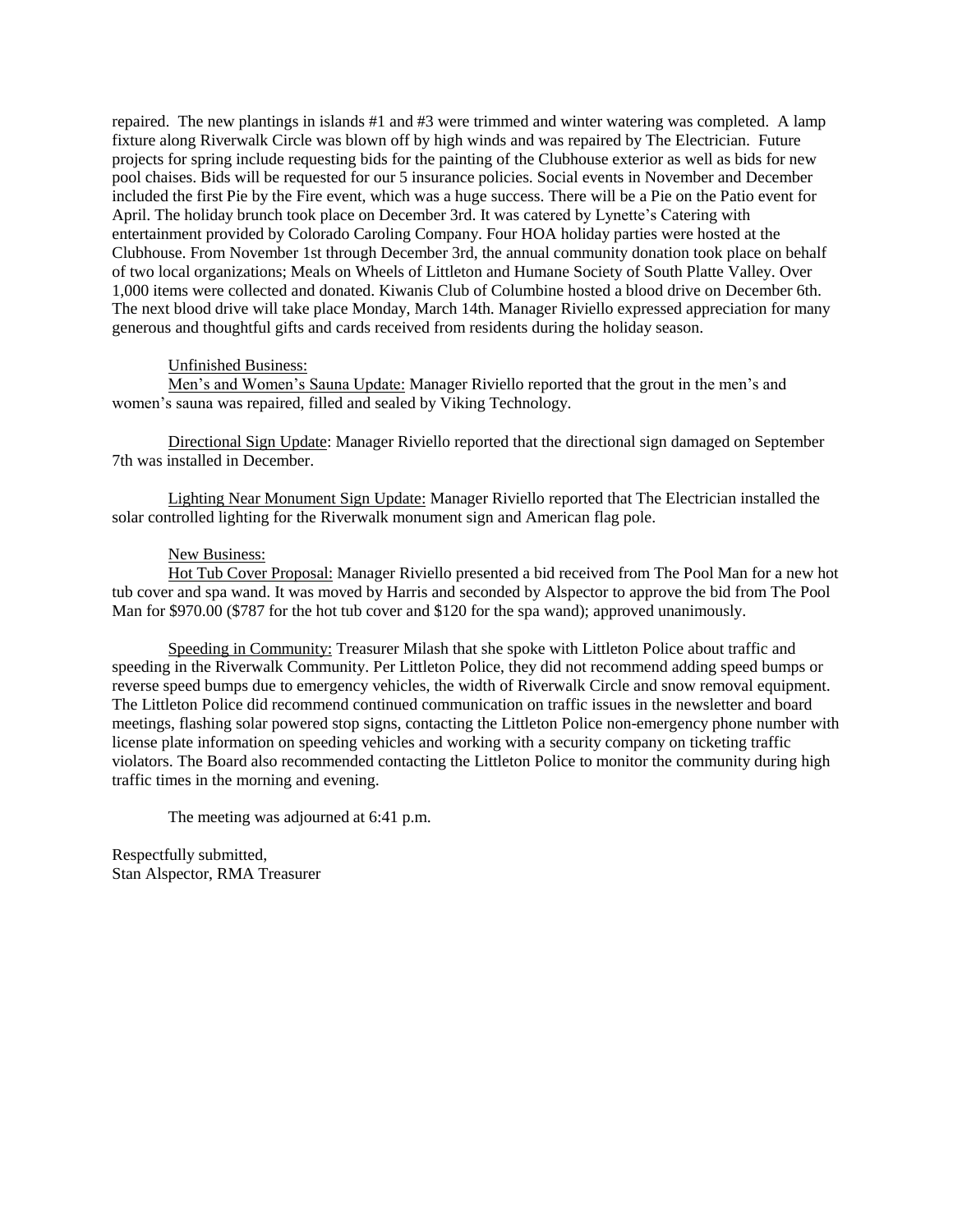repaired. The new plantings in islands #1 and #3 were trimmed and winter watering was completed. A lamp fixture along Riverwalk Circle was blown off by high winds and was repaired by The Electrician. Future projects for spring include requesting bids for the painting of the Clubhouse exterior as well as bids for new pool chaises. Bids will be requested for our 5 insurance policies. Social events in November and December included the first Pie by the Fire event, which was a huge success. There will be a Pie on the Patio event for April. The holiday brunch took place on December 3rd. It was catered by Lynette's Catering with entertainment provided by Colorado Caroling Company. Four HOA holiday parties were hosted at the Clubhouse. From November 1st through December 3rd, the annual community donation took place on behalf of two local organizations; Meals on Wheels of Littleton and Humane Society of South Platte Valley. Over 1,000 items were collected and donated. Kiwanis Club of Columbine hosted a blood drive on December 6th. The next blood drive will take place Monday, March 14th. Manager Riviello expressed appreciation for many generous and thoughtful gifts and cards received from residents during the holiday season.

Unfinished Business:

Men's and Women's Sauna Update: Manager Riviello reported that the grout in the men's and women's sauna was repaired, filled and sealed by Viking Technology.

Directional Sign Update: Manager Riviello reported that the directional sign damaged on September 7th was installed in December.

Lighting Near Monument Sign Update: Manager Riviello reported that The Electrician installed the solar controlled lighting for the Riverwalk monument sign and American flag pole.

New Business:

Hot Tub Cover Proposal: Manager Riviello presented a bid received from The Pool Man for a new hot tub cover and spa wand. It was moved by Harris and seconded by Alspector to approve the bid from The Pool Man for $970.00 ($787 for the hot tub cover and $120 for the spa wand); approved unanimously.

Speeding in Community: Treasurer Milash that she spoke with Littleton Police about traffic and speeding in the Riverwalk Community. Per Littleton Police, they did not recommend adding speed bumps or reverse speed bumps due to emergency vehicles, the width of Riverwalk Circle and snow removal equipment. The Littleton Police did recommend continued communication on traffic issues in the newsletter and board meetings, flashing solar powered stop signs, contacting the Littleton Police non-emergency phone number with license plate information on speeding vehicles and working with a security company on ticketing traffic violators. The Board also recommended contacting the Littleton Police to monitor the community during high traffic times in the morning and evening.

The meeting was adjourned at 6:41 p.m.

Respectfully submitted,
Stan Alspector, RMA Treasurer